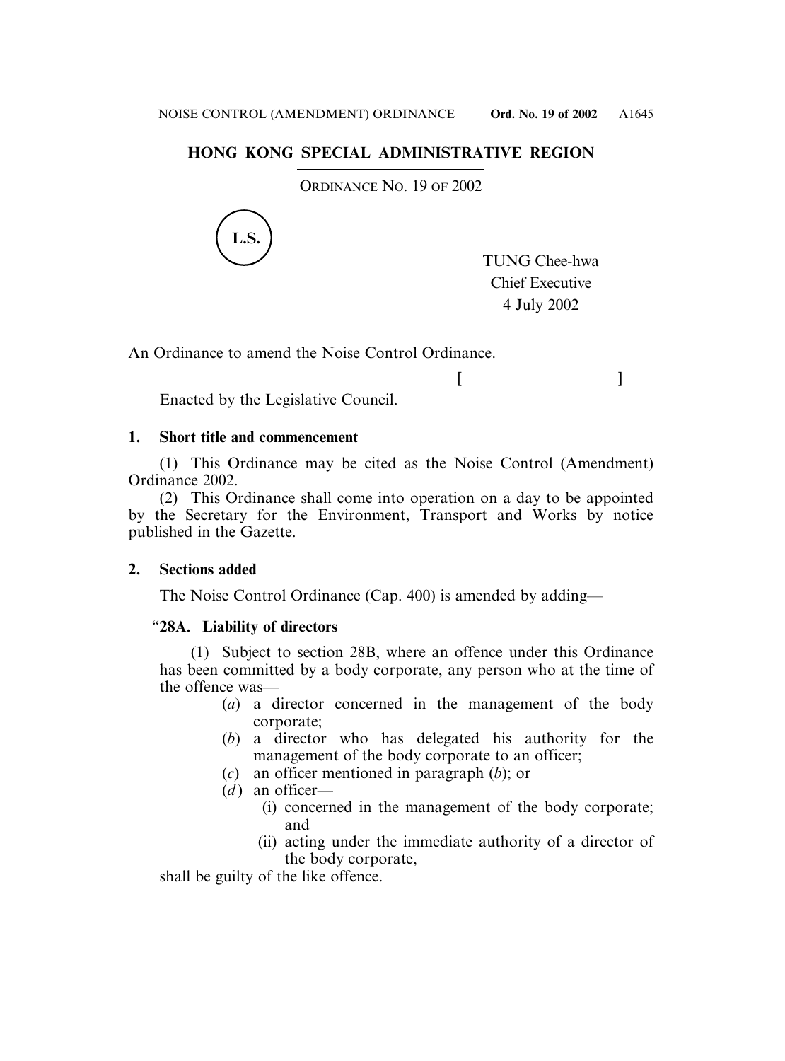## HONG KONG SPECIAL ADMINISTRATIVE REGION

ORDINANCE NO. 19 OF 2002

L.S.

TUNG Chee-hwa
Chief Executive
4 July 2002

An Ordinance to amend the Noise Control Ordinance.

[ ]

Enacted by the Legislative Council.

**1. Short title and commencement**

(1) This Ordinance may be cited as the Noise Control (Amendment) Ordinance 2002.

(2) This Ordinance shall come into operation on a day to be appointed by the Secretary for the Environment, Transport and Works by notice published in the Gazette.

**2. Sections added**

The Noise Control Ordinance (Cap. 400) is amended by adding—

"**28A. Liability of directors**

(1) Subject to section 28B, where an offence under this Ordinance has been committed by a body corporate, any person who at the time of the offence was—

- (*a*) a director concerned in the management of the body corporate;
- (*b*) a director who has delegated his authority for the management of the body corporate to an officer;
- (*c*) an officer mentioned in paragraph (*b*); or
- (*d*) an officer—
  - (i) concerned in the management of the body corporate; and
  - (ii) acting under the immediate authority of a director of the body corporate,

shall be guilty of the like offence.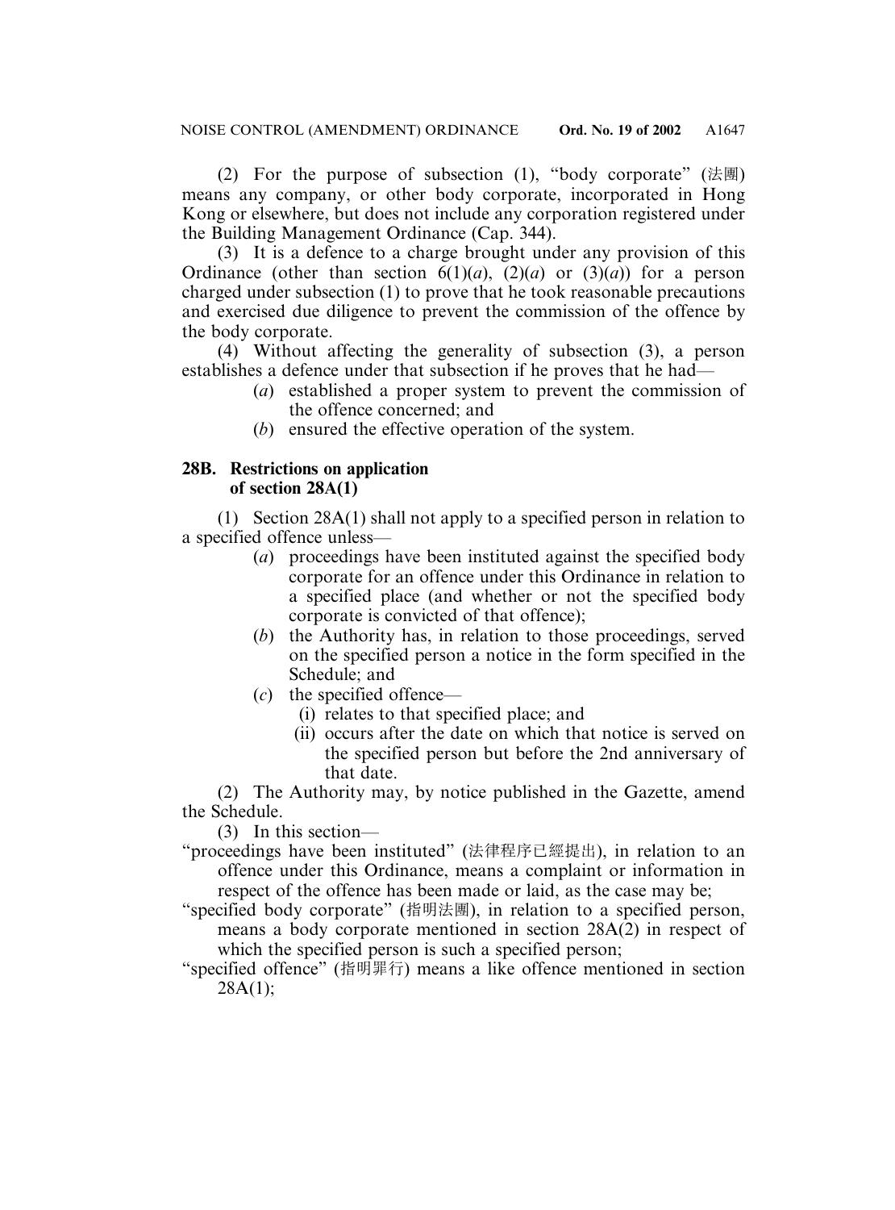(2) For the purpose of subsection (1), "body corporate" (法團) means any company, or other body corporate, incorporated in Hong Kong or elsewhere, but does not include any corporation registered under the Building Management Ordinance (Cap. 344).

(3) It is a defence to a charge brought under any provision of this Ordinance (other than section 6(1)(*a*), (2)(*a*) or (3)(*a*)) for a person charged under subsection (1) to prove that he took reasonable precautions and exercised due diligence to prevent the commission of the offence by the body corporate.

(4) Without affecting the generality of subsection (3), a person establishes a defence under that subsection if he proves that he had—

(*a*) established a proper system to prevent the commission of the offence concerned; and

(*b*) ensured the effective operation of the system.

**28B. Restrictions on application of section 28A(1)**

(1) Section 28A(1) shall not apply to a specified person in relation to a specified offence unless—

(*a*) proceedings have been instituted against the specified body corporate for an offence under this Ordinance in relation to a specified place (and whether or not the specified body corporate is convicted of that offence);

(*b*) the Authority has, in relation to those proceedings, served on the specified person a notice in the form specified in the Schedule; and

(*c*) the specified offence—

(i) relates to that specified place; and

(ii) occurs after the date on which that notice is served on the specified person but before the 2nd anniversary of that date.

(2) The Authority may, by notice published in the Gazette, amend the Schedule.

(3) In this section—

"proceedings have been instituted" (法律程序已經提出), in relation to an offence under this Ordinance, means a complaint or information in respect of the offence has been made or laid, as the case may be;

"specified body corporate" (指明法團), in relation to a specified person, means a body corporate mentioned in section 28A(2) in respect of which the specified person is such a specified person;

"specified offence" (指明罪行) means a like offence mentioned in section 28A(1);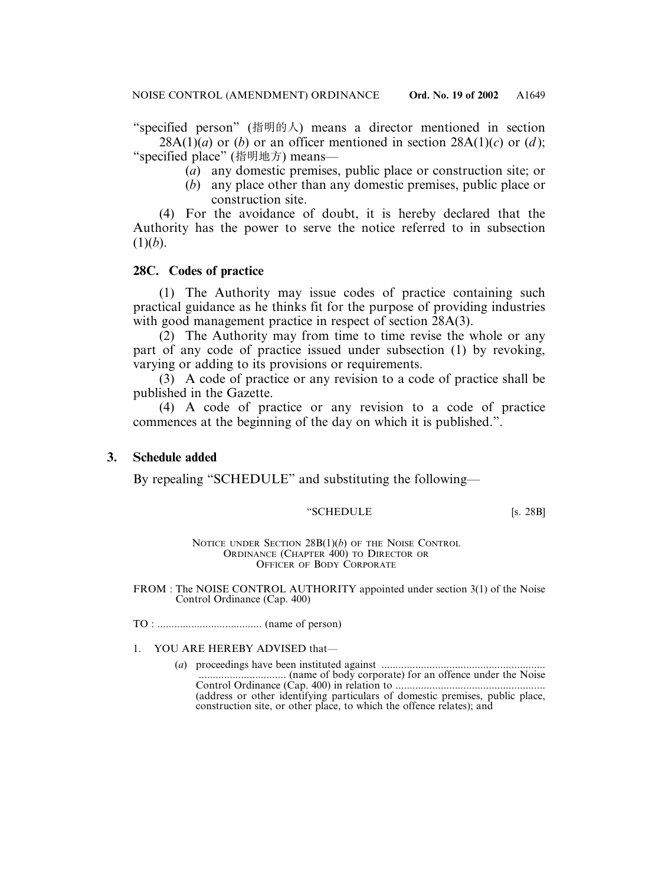"specified person" (指明的人) means a director mentioned in section 28A(1)(*a*) or (*b*) or an officer mentioned in section 28A(1)(*c*) or (*d*);

"specified place" (指明地方) means—

(*a*) any domestic premises, public place or construction site; or

(*b*) any place other than any domestic premises, public place or construction site.

(4) For the avoidance of doubt, it is hereby declared that the Authority has the power to serve the notice referred to in subsection (1)(*b*).

**28C. Codes of practice**

(1) The Authority may issue codes of practice containing such practical guidance as he thinks fit for the purpose of providing industries with good management practice in respect of section 28A(3).

(2) The Authority may from time to time revise the whole or any part of any code of practice issued under subsection (1) by revoking, varying or adding to its provisions or requirements.

(3) A code of practice or any revision to a code of practice shall be published in the Gazette.

(4) A code of practice or any revision to a code of practice commences at the beginning of the day on which it is published.".

## 3. Schedule added

By repealing "SCHEDULE" and substituting the following—

"SCHEDULE [s. 28B]

NOTICE UNDER SECTION 28B(1)(*b*) OF THE NOISE CONTROL ORDINANCE (CHAPTER 400) TO DIRECTOR OR OFFICER OF BODY CORPORATE

FROM : The NOISE CONTROL AUTHORITY appointed under section 3(1) of the Noise Control Ordinance (Cap. 400)

TO : ..................................... (name of person)

1. YOU ARE HEREBY ADVISED that—

(*a*) proceedings have been instituted against ........................................................ ............................... (name of body corporate) for an offence under the Noise Control Ordinance (Cap. 400) in relation to .................................................... (address or other identifying particulars of domestic premises, public place, construction site, or other place, to which the offence relates); and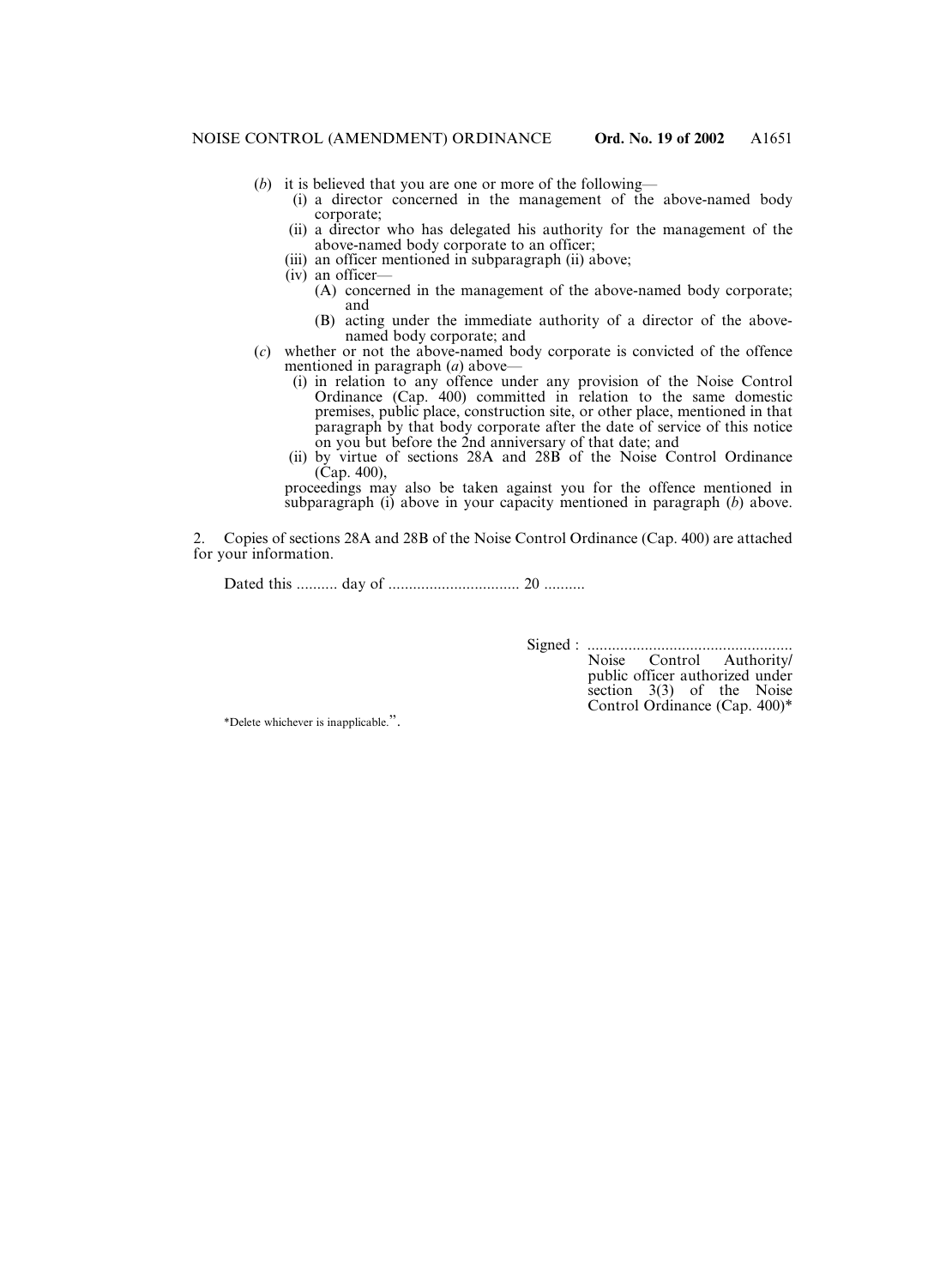(*b*) it is believed that you are one or more of the following—

  (i) a director concerned in the management of the above-named body corporate;

  (ii) a director who has delegated his authority for the management of the above-named body corporate to an officer;

  (iii) an officer mentioned in subparagraph (ii) above;

  (iv) an officer—

    (A) concerned in the management of the above-named body corporate; and

    (B) acting under the immediate authority of a director of the above-named body corporate; and

(*c*) whether or not the above-named body corporate is convicted of the offence mentioned in paragraph (*a*) above—

  (i) in relation to any offence under any provision of the Noise Control Ordinance (Cap. 400) committed in relation to the same domestic premises, public place, construction site, or other place, mentioned in that paragraph by that body corporate after the date of service of this notice on you but before the 2nd anniversary of that date; and

  (ii) by virtue of sections 28A and 28B of the Noise Control Ordinance (Cap. 400),

proceedings may also be taken against you for the offence mentioned in subparagraph (i) above in your capacity mentioned in paragraph (*b*) above.

2. Copies of sections 28A and 28B of the Noise Control Ordinance (Cap. 400) are attached for your information.

Dated this .......... day of ................................ 20 ..........

Signed : ..................................................

Noise Control Authority/ public officer authorized under section 3(3) of the Noise Control Ordinance (Cap. 400)*

*Delete whichever is inapplicable.".